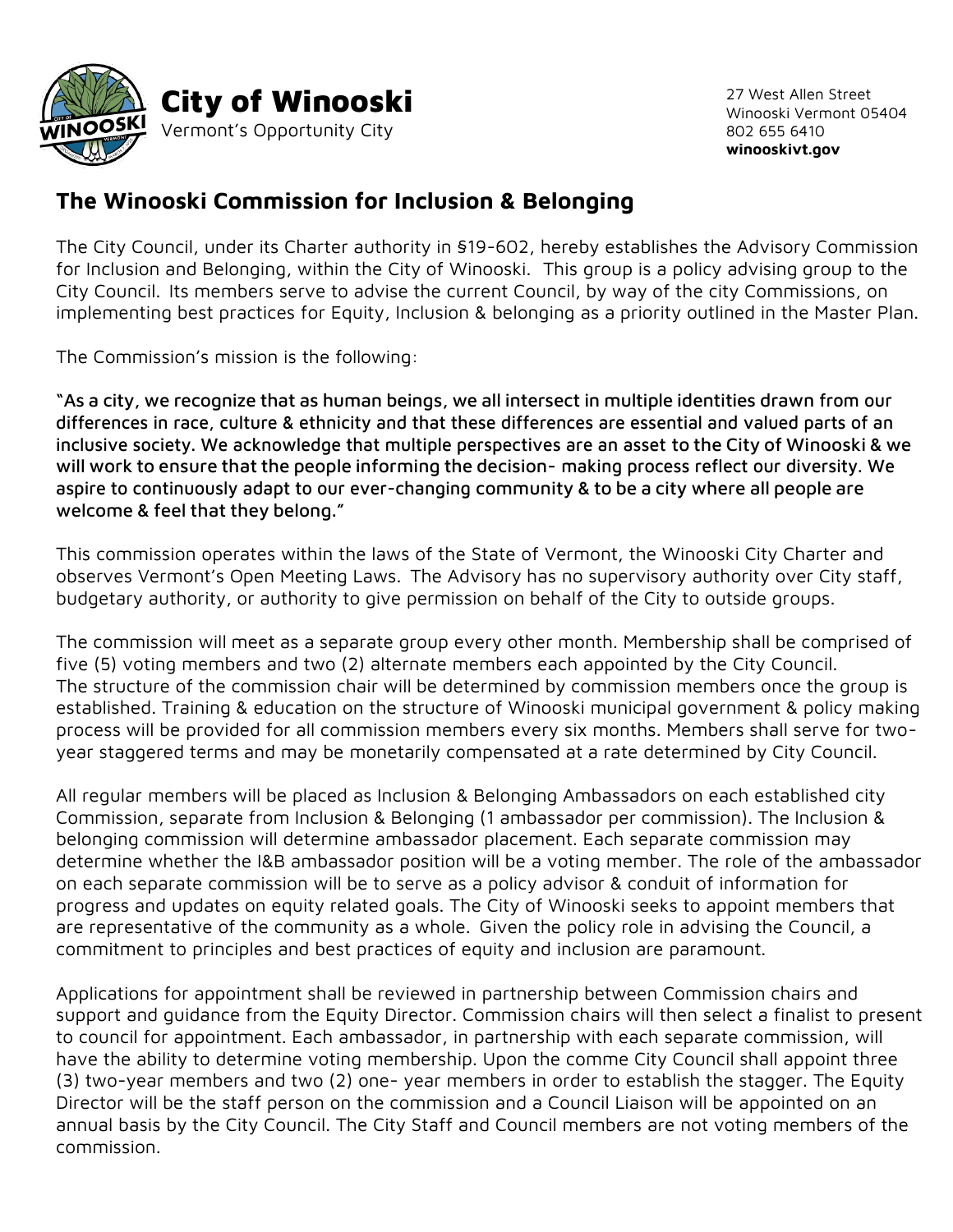# City of Winooski

Vermont's Opportunity City

27 West Allen Street
Winooski Vermont 05404
802 655 6410
**winooskivt.gov**

## The Winooski Commission for Inclusion & Belonging

The City Council, under its Charter authority in §19-602, hereby establishes the Advisory Commission for Inclusion and Belonging, within the City of Winooski. This group is a policy advising group to the City Council. Its members serve to advise the current Council, by way of the city Commissions, on implementing best practices for Equity, Inclusion & belonging as a priority outlined in the Master Plan.

The Commission's mission is the following:

**"As a city, we recognize that as human beings, we all intersect in multiple identities drawn from our differences in race, culture & ethnicity and that these differences are essential and valued parts of an inclusive society. We acknowledge that multiple perspectives are an asset to the City of Winooski & we will work to ensure that the people informing the decision- making process reflect our diversity. We aspire to continuously adapt to our ever-changing community & to be a city where all people are welcome & feel that they belong."**

This commission operates within the laws of the State of Vermont, the Winooski City Charter and observes Vermont's Open Meeting Laws. The Advisory has no supervisory authority over City staff, budgetary authority, or authority to give permission on behalf of the City to outside groups.

The commission will meet as a separate group every other month. Membership shall be comprised of five (5) voting members and two (2) alternate members each appointed by the City Council. The structure of the commission chair will be determined by commission members once the group is established. Training & education on the structure of Winooski municipal government & policy making process will be provided for all commission members every six months. Members shall serve for two-year staggered terms and may be monetarily compensated at a rate determined by City Council.

All regular members will be placed as Inclusion & Belonging Ambassadors on each established city Commission, separate from Inclusion & Belonging (1 ambassador per commission). The Inclusion & belonging commission will determine ambassador placement. Each separate commission may determine whether the I&B ambassador position will be a voting member. The role of the ambassador on each separate commission will be to serve as a policy advisor & conduit of information for progress and updates on equity related goals. The City of Winooski seeks to appoint members that are representative of the community as a whole. Given the policy role in advising the Council, a commitment to principles and best practices of equity and inclusion are paramount.

Applications for appointment shall be reviewed in partnership between Commission chairs and support and guidance from the Equity Director. Commission chairs will then select a finalist to present to council for appointment. Each ambassador, in partnership with each separate commission, will have the ability to determine voting membership. Upon the comme City Council shall appoint three (3) two-year members and two (2) one- year members in order to establish the stagger. The Equity Director will be the staff person on the commission and a Council Liaison will be appointed on an annual basis by the City Council. The City Staff and Council members are not voting members of the commission.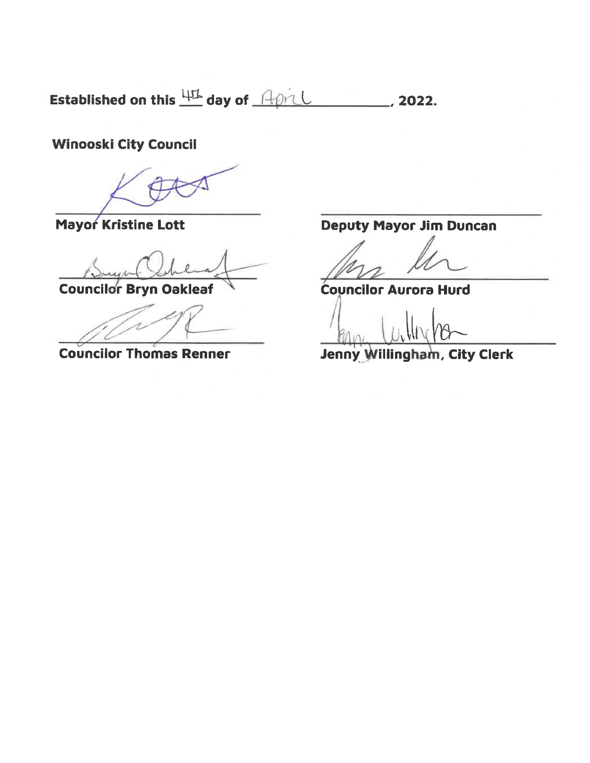**Established on this 4th day of April, 2022.**

**Winooski City Council**

| | |
|---|---|
| **Mayor Kristine Lott** | **Deputy Mayor Jim Duncan** |
| **Councilor Bryn Oakleaf** | **Councilor Aurora Hurd** |
| **Councilor Thomas Renner** | **Jenny Willingham, City Clerk** |